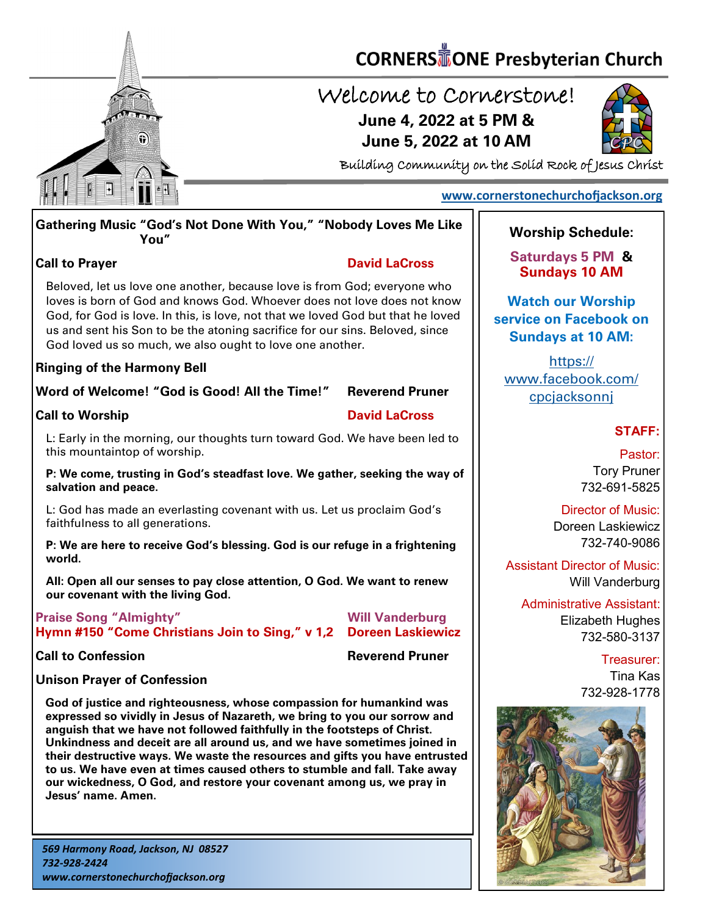# CORNERSTONE Presbyterian Church

## Welcome to Cornerstone!

**June 4, 2022 at 5 PM &**
**June 5, 2022 at 10 AM**

Building Community on the Solid Rock of Jesus Christ

www.cornerstonechurchofjackson.org

**Gathering Music “God’s Not Done With You,” “Nobody Loves Me Like You”**

**Call to Prayer** — **David LaCross**

Beloved, let us love one another, because love is from God; everyone who loves is born of God and knows God. Whoever does not love does not know God, for God is love. In this, is love, not that we loved God but that he loved us and sent his Son to be the atoning sacrifice for our sins. Beloved, since God loved us so much, we also ought to love one another.

**Ringing of the Harmony Bell**

**Word of Welcome! “God is Good! All the Time!”** — **Reverend Pruner**

**Call to Worship** — **David LaCross**

L: Early in the morning, our thoughts turn toward God. We have been led to this mountaintop of worship.

**P: We come, trusting in God’s steadfast love. We gather, seeking the way of salvation and peace.**

L: God has made an everlasting covenant with us. Let us proclaim God’s faithfulness to all generations.

**P: We are here to receive God’s blessing. God is our refuge in a frightening world.**

**All: Open all our senses to pay close attention, O God. We want to renew our covenant with the living God.**

**Praise Song “Almighty”** — **Will Vanderburg**
**Hymn #150 “Come Christians Join to Sing,” v 1,2** — **Doreen Laskiewicz**

**Call to Confession** — **Reverend Pruner**

**Unison Prayer of Confession**

**God of justice and righteousness, whose compassion for humankind was expressed so vividly in Jesus of Nazareth, we bring to you our sorrow and anguish that we have not followed faithfully in the footsteps of Christ. Unkindness and deceit are all around us, and we have sometimes joined in their destructive ways. We waste the resources and gifts you have entrusted to us. We have even at times caused others to stumble and fall. Take away our wickedness, O God, and restore your covenant among us, we pray in Jesus’ name. Amen.**

*569 Harmony Road, Jackson, NJ 08527*
*732-928-2424*
*www.cornerstonechurchofjackson.org*

**Worship Schedule:**

**Saturdays 5 PM & Sundays 10 AM**

**Watch our Worship service on Facebook on Sundays at 10 AM:**

https://www.facebook.com/cpcjacksonnj

**STAFF:**

Pastor:
Tory Pruner
732-691-5825

Director of Music:
Doreen Laskiewicz
732-740-9086

Assistant Director of Music:
Will Vanderburg

Administrative Assistant:
Elizabeth Hughes
732-580-3137

Treasurer:
Tina Kas
732-928-1778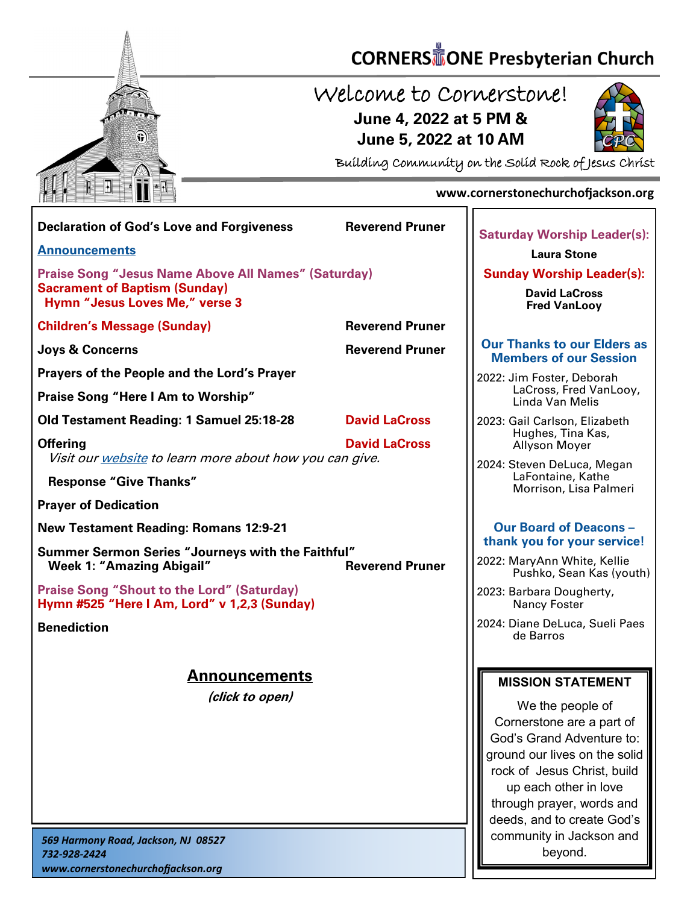# CORNERSTONE Presbyterian Church

## Welcome to Cornerstone!

**June 4, 2022 at 5 PM &**
**June 5, 2022 at 10 AM**

Building Community on the Solid Rock of Jesus Christ

www.cornerstonechurchofjackson.org

**Declaration of God's Love and Forgiveness** — **Reverend Pruner**

**Announcements**

**Praise Song "Jesus Name Above All Names" (Saturday)**
**Sacrament of Baptism (Sunday)**
**Hymn "Jesus Loves Me," verse 3**

**Children's Message (Sunday)** — **Reverend Pruner**

**Joys & Concerns** — **Reverend Pruner**

**Prayers of the People and the Lord's Prayer**

**Praise Song "Here I Am to Worship"**

**Old Testament Reading: 1 Samuel 25:18-28** — **David LaCross**

**Offering** — **David LaCross**
*Visit our website to learn more about how you can give.*

**Response "Give Thanks"**

**Prayer of Dedication**

**New Testament Reading: Romans 12:9-21**

**Summer Sermon Series "Journeys with the Faithful"**
**Week 1: "Amazing Abigail"** — **Reverend Pruner**

**Praise Song "Shout to the Lord" (Saturday)**
**Hymn #525 "Here I Am, Lord" v 1,2,3 (Sunday)**

**Benediction**

## Announcements

***(click to open)***

**Saturday Worship Leader(s):**
**Laura Stone**

**Sunday Worship Leader(s):**
**David LaCross**
**Fred VanLooy**

**Our Thanks to our Elders as Members of our Session**

2022: Jim Foster, Deborah LaCross, Fred VanLooy, Linda Van Melis

2023: Gail Carlson, Elizabeth Hughes, Tina Kas, Allyson Moyer

2024: Steven DeLuca, Megan LaFontaine, Kathe Morrison, Lisa Palmeri

**Our Board of Deacons – thank you for your service!**

2022: MaryAnn White, Kellie Pushko, Sean Kas (youth)

2023: Barbara Dougherty, Nancy Foster

2024: Diane DeLuca, Sueli Paes de Barros

**MISSION STATEMENT**

We the people of Cornerstone are a part of God's Grand Adventure to: ground our lives on the solid rock of Jesus Christ, build up each other in love through prayer, words and deeds, and to create God's community in Jackson and beyond.

***569 Harmony Road, Jackson, NJ 08527***
***732-928-2424***
***www.cornerstonechurchofjackson.org***